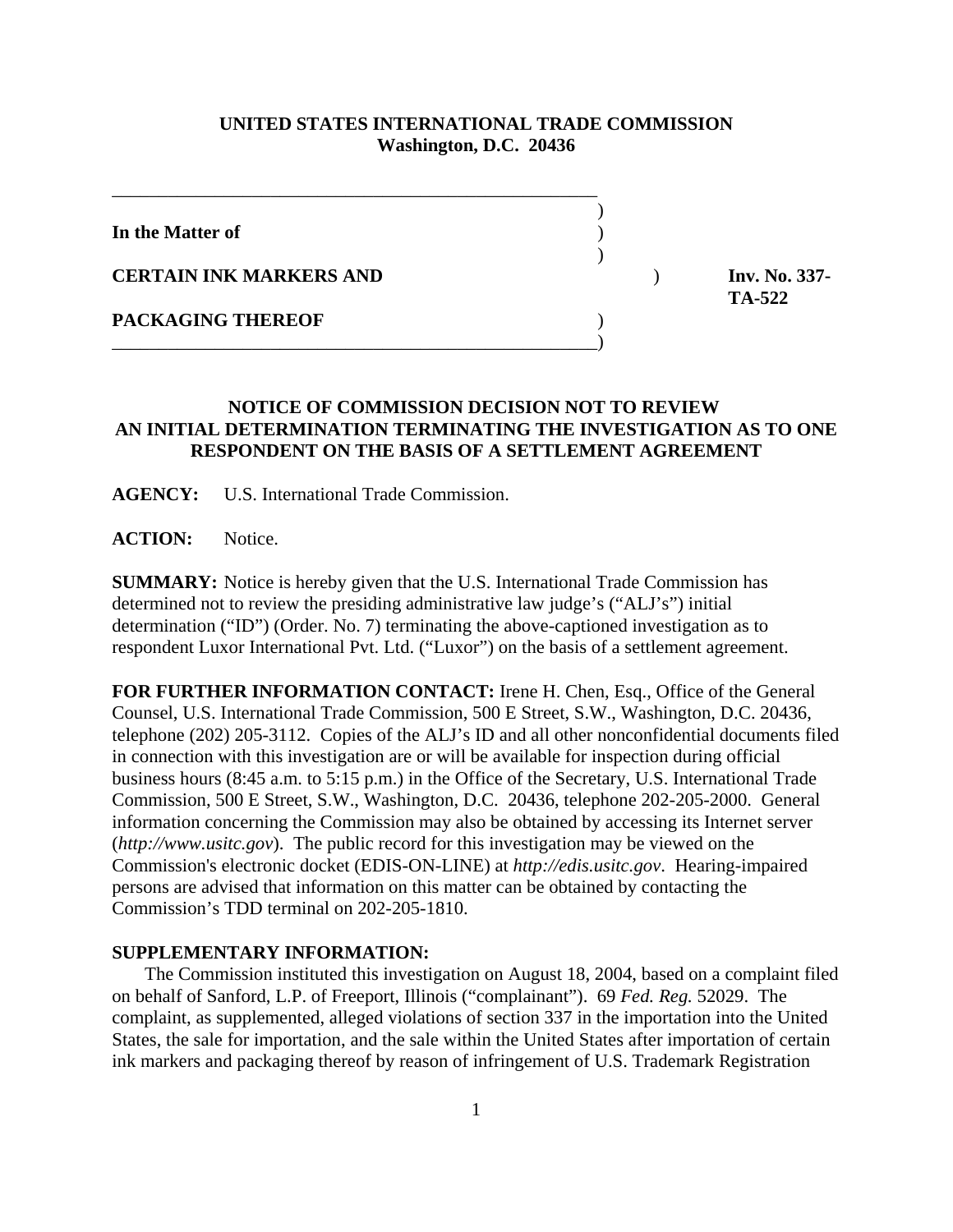**UNITED STATES INTERNATIONAL TRADE COMMISSION**
**Washington, D.C. 20436**

**In the Matter of**

**CERTAIN INK MARKERS AND PACKAGING THEREOF**

**Inv. No. 337-TA-522**

## NOTICE OF COMMISSION DECISION NOT TO REVIEW AN INITIAL DETERMINATION TERMINATING THE INVESTIGATION AS TO ONE RESPONDENT ON THE BASIS OF A SETTLEMENT AGREEMENT

**AGENCY:** U.S. International Trade Commission.

**ACTION:** Notice.

**SUMMARY:** Notice is hereby given that the U.S. International Trade Commission has determined not to review the presiding administrative law judge's ("ALJ's") initial determination ("ID") (Order. No. 7) terminating the above-captioned investigation as to respondent Luxor International Pvt. Ltd. ("Luxor") on the basis of a settlement agreement.

**FOR FURTHER INFORMATION CONTACT:** Irene H. Chen, Esq., Office of the General Counsel, U.S. International Trade Commission, 500 E Street, S.W., Washington, D.C. 20436, telephone (202) 205-3112. Copies of the ALJ's ID and all other nonconfidential documents filed in connection with this investigation are or will be available for inspection during official business hours (8:45 a.m. to 5:15 p.m.) in the Office of the Secretary, U.S. International Trade Commission, 500 E Street, S.W., Washington, D.C. 20436, telephone 202-205-2000. General information concerning the Commission may also be obtained by accessing its Internet server (*http://www.usitc.gov*). The public record for this investigation may be viewed on the Commission's electronic docket (EDIS-ON-LINE) at *http://edis.usitc.gov*. Hearing-impaired persons are advised that information on this matter can be obtained by contacting the Commission's TDD terminal on 202-205-1810.

**SUPPLEMENTARY INFORMATION:**

The Commission instituted this investigation on August 18, 2004, based on a complaint filed on behalf of Sanford, L.P. of Freeport, Illinois ("complainant"). 69 *Fed. Reg.* 52029. The complaint, as supplemented, alleged violations of section 337 in the importation into the United States, the sale for importation, and the sale within the United States after importation of certain ink markers and packaging thereof by reason of infringement of U.S. Trademark Registration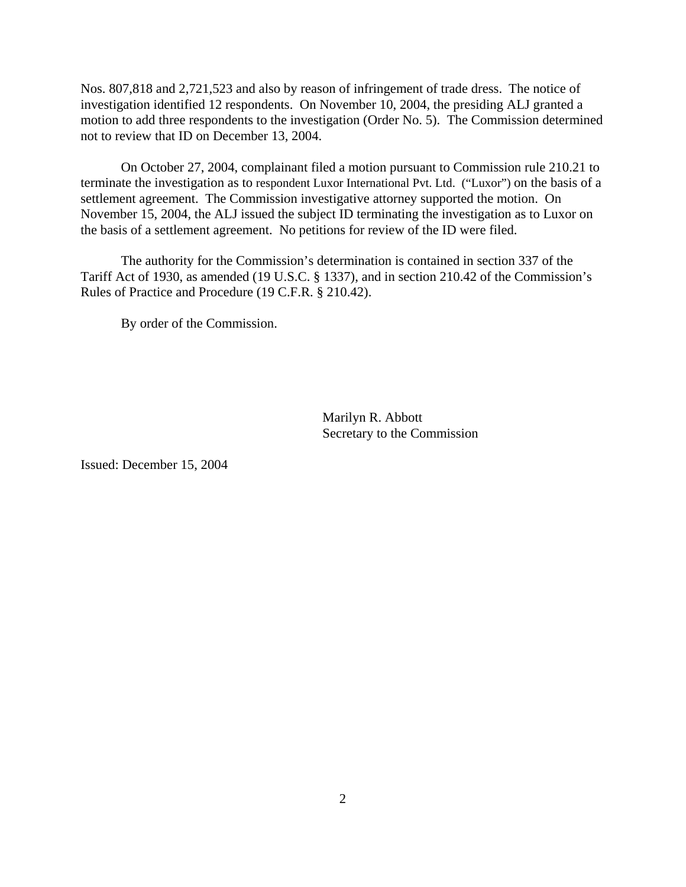Nos. 807,818 and 2,721,523 and also by reason of infringement of trade dress. The notice of investigation identified 12 respondents. On November 10, 2004, the presiding ALJ granted a motion to add three respondents to the investigation (Order No. 5). The Commission determined not to review that ID on December 13, 2004.

On October 27, 2004, complainant filed a motion pursuant to Commission rule 210.21 to terminate the investigation as to respondent Luxor International Pvt. Ltd. ("Luxor") on the basis of a settlement agreement. The Commission investigative attorney supported the motion. On November 15, 2004, the ALJ issued the subject ID terminating the investigation as to Luxor on the basis of a settlement agreement. No petitions for review of the ID were filed.

The authority for the Commission's determination is contained in section 337 of the Tariff Act of 1930, as amended (19 U.S.C. § 1337), and in section 210.42 of the Commission's Rules of Practice and Procedure (19 C.F.R. § 210.42).

By order of the Commission.

Marilyn R. Abbott
Secretary to the Commission

Issued: December 15, 2004